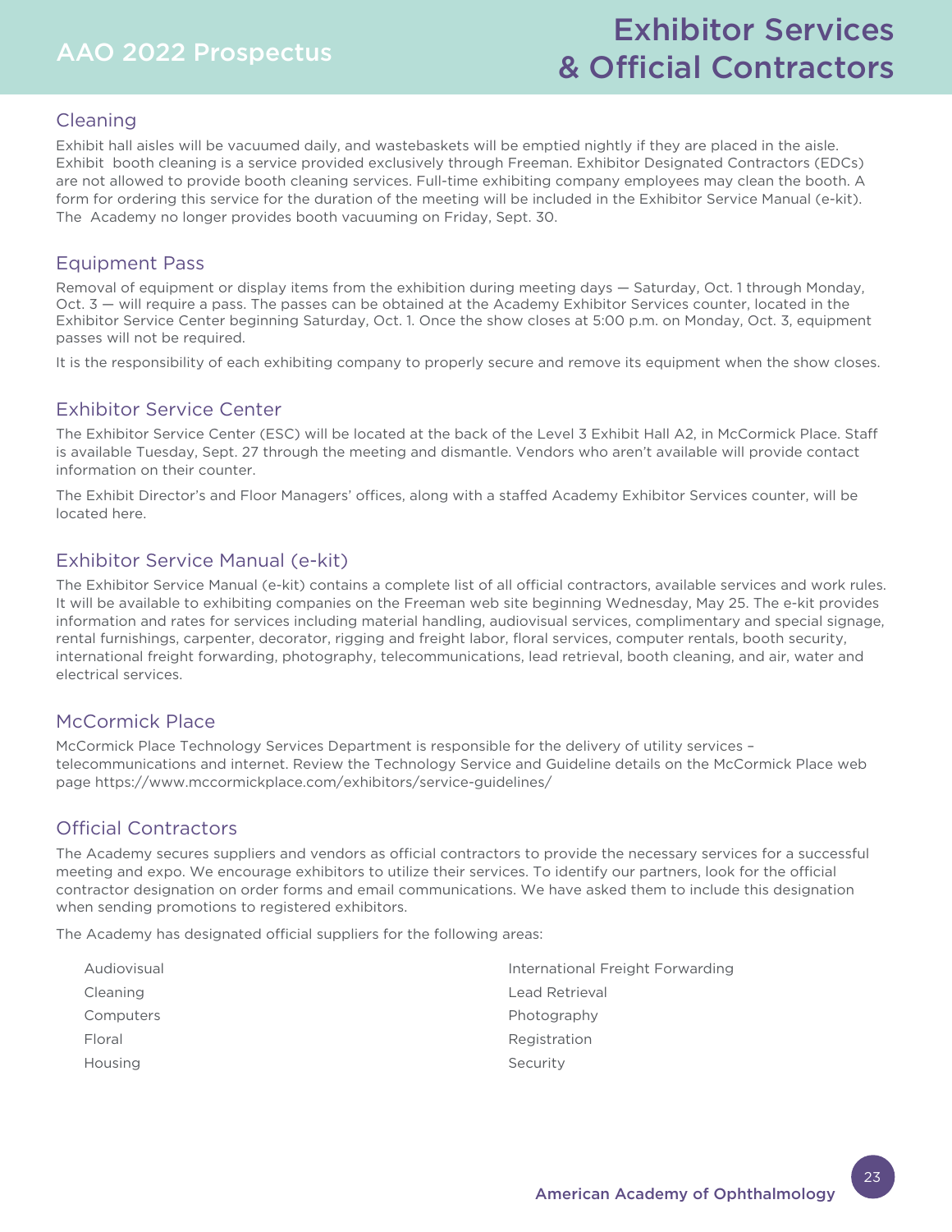# Exhibitor Services & Official Contractors

## Cleaning

Exhibit hall aisles will be vacuumed daily, and wastebaskets will be emptied nightly if they are placed in the aisle. Exhibit booth cleaning is a service provided exclusively through Freeman. Exhibitor Designated Contractors (EDCs) are not allowed to provide booth cleaning services. Full-time exhibiting company employees may clean the booth. A form for ordering this service for the duration of the meeting will be included in the Exhibitor Service Manual (e-kit). The Academy no longer provides booth vacuuming on Friday, Sept. 30.

## Equipment Pass

Removal of equipment or display items from the exhibition during meeting days — Saturday, Oct. 1 through Monday, Oct. 3 — will require a pass. The passes can be obtained at the Academy Exhibitor Services counter, located in the Exhibitor Service Center beginning Saturday, Oct. 1. Once the show closes at 5:00 p.m. on Monday, Oct. 3, equipment passes will not be required.

It is the responsibility of each exhibiting company to properly secure and remove its equipment when the show closes.

## Exhibitor Service Center

The Exhibitor Service Center (ESC) will be located at the back of the Level 3 Exhibit Hall A2, in McCormick Place. Staff is available Tuesday, Sept. 27 through the meeting and dismantle. Vendors who aren't available will provide contact information on their counter.

The Exhibit Director's and Floor Managers' offices, along with a staffed Academy Exhibitor Services counter, will be located here.

## Exhibitor Service Manual (e-kit)

The Exhibitor Service Manual (e-kit) contains a complete list of all official contractors, available services and work rules. It will be available to exhibiting companies on the Freeman web site beginning Wednesday, May 25. The e-kit provides information and rates for services including material handling, audiovisual services, complimentary and special signage, rental furnishings, carpenter, decorator, rigging and freight labor, floral services, computer rentals, booth security, international freight forwarding, photography, telecommunications, lead retrieval, booth cleaning, and air, water and electrical services.

## McCormick Place

McCormick Place Technology Services Department is responsible for the delivery of utility services – telecommunications and internet. Review the Technology Service and Guideline details on the McCormick Place web page https://www.mccormickplace.com/exhibitors/service-guidelines/

## Official Contractors

The Academy secures suppliers and vendors as official contractors to provide the necessary services for a successful meeting and expo. We encourage exhibitors to utilize their services. To identify our partners, look for the official contractor designation on order forms and email communications. We have asked them to include this designation when sending promotions to registered exhibitors.

The Academy has designated official suppliers for the following areas:

- Audiovisual
- Cleaning
- Computers
- Floral
- Housing
- International Freight Forwarding
- Lead Retrieval
- Photography
- Registration
- Security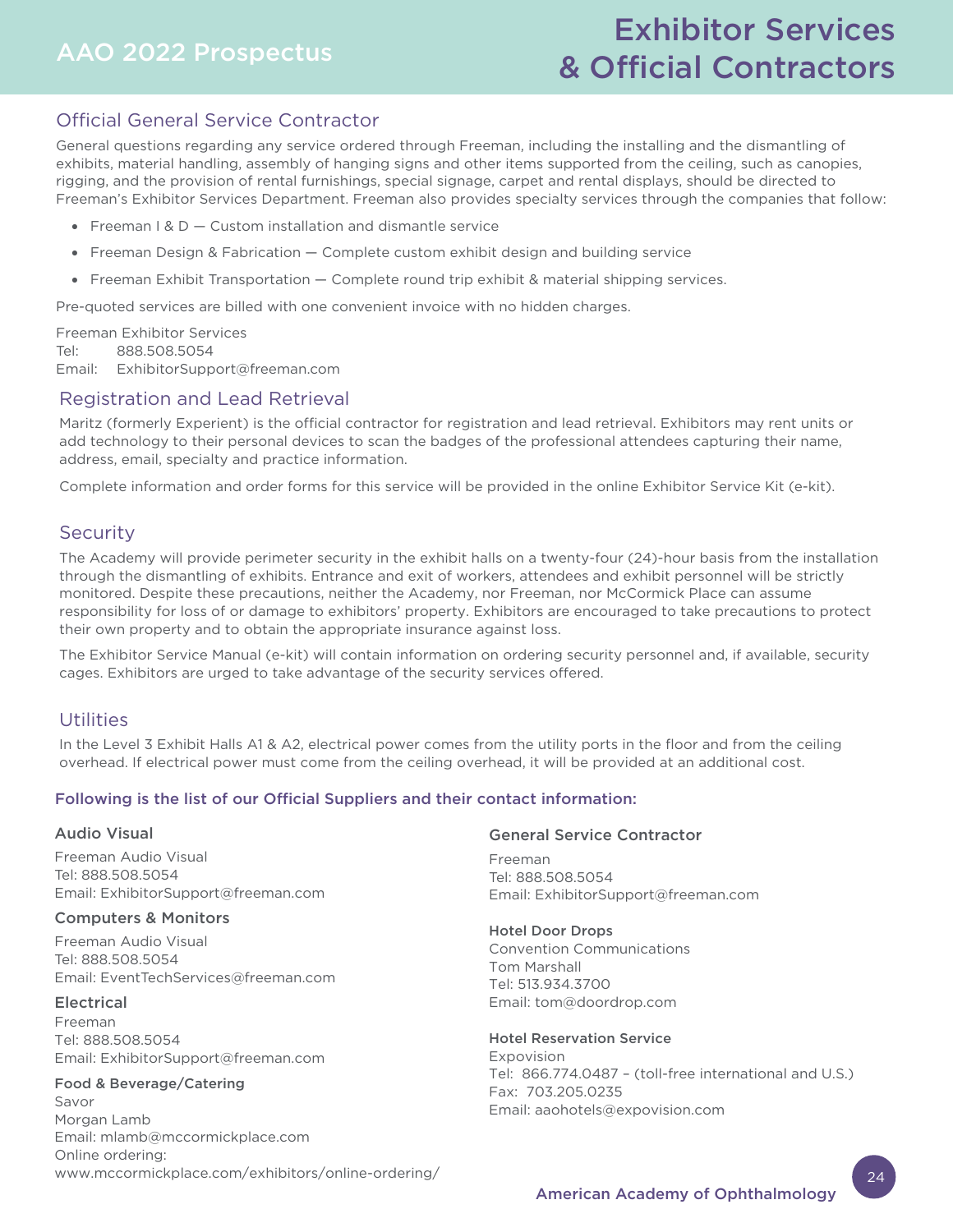# Exhibitor Services & Official Contractors

## Official General Service Contractor

General questions regarding any service ordered through Freeman, including the installing and the dismantling of exhibits, material handling, assembly of hanging signs and other items supported from the ceiling, such as canopies, rigging, and the provision of rental furnishings, special signage, carpet and rental displays, should be directed to Freeman's Exhibitor Services Department. Freeman also provides specialty services through the companies that follow:

- Freeman I & D — Custom installation and dismantle service
- Freeman Design & Fabrication — Complete custom exhibit design and building service
- Freeman Exhibit Transportation — Complete round trip exhibit & material shipping services.

Pre-quoted services are billed with one convenient invoice with no hidden charges.

Freeman Exhibitor Services
Tel: 888.508.5054
Email: ExhibitorSupport@freeman.com

## Registration and Lead Retrieval

Maritz (formerly Experient) is the official contractor for registration and lead retrieval. Exhibitors may rent units or add technology to their personal devices to scan the badges of the professional attendees capturing their name, address, email, specialty and practice information.

Complete information and order forms for this service will be provided in the online Exhibitor Service Kit (e-kit).

## Security

The Academy will provide perimeter security in the exhibit halls on a twenty-four (24)-hour basis from the installation through the dismantling of exhibits. Entrance and exit of workers, attendees and exhibit personnel will be strictly monitored. Despite these precautions, neither the Academy, nor Freeman, nor McCormick Place can assume responsibility for loss of or damage to exhibitors' property. Exhibitors are encouraged to take precautions to protect their own property and to obtain the appropriate insurance against loss.

The Exhibitor Service Manual (e-kit) will contain information on ordering security personnel and, if available, security cages. Exhibitors are urged to take advantage of the security services offered.

## Utilities

In the Level 3 Exhibit Halls A1 & A2, electrical power comes from the utility ports in the floor and from the ceiling overhead. If electrical power must come from the ceiling overhead, it will be provided at an additional cost.

**Following is the list of our Official Suppliers and their contact information:**

### Audio Visual

Freeman Audio Visual
Tel: 888.508.5054
Email: ExhibitorSupport@freeman.com

### Computers & Monitors

Freeman Audio Visual
Tel: 888.508.5054
Email: EventTechServices@freeman.com

### Electrical

Freeman
Tel: 888.508.5054
Email: ExhibitorSupport@freeman.com

### Food & Beverage/Catering

Savor
Morgan Lamb
Email: mlamb@mccormickplace.com
Online ordering:
www.mccormickplace.com/exhibitors/online-ordering/

### General Service Contractor

Freeman
Tel: 888.508.5054
Email: ExhibitorSupport@freeman.com

### Hotel Door Drops

Convention Communications
Tom Marshall
Tel: 513.934.3700
Email: tom@doordrop.com

### Hotel Reservation Service

Expovision
Tel: 866.774.0487 – (toll-free international and U.S.)
Fax: 703.205.0235
Email: aaohotels@expovision.com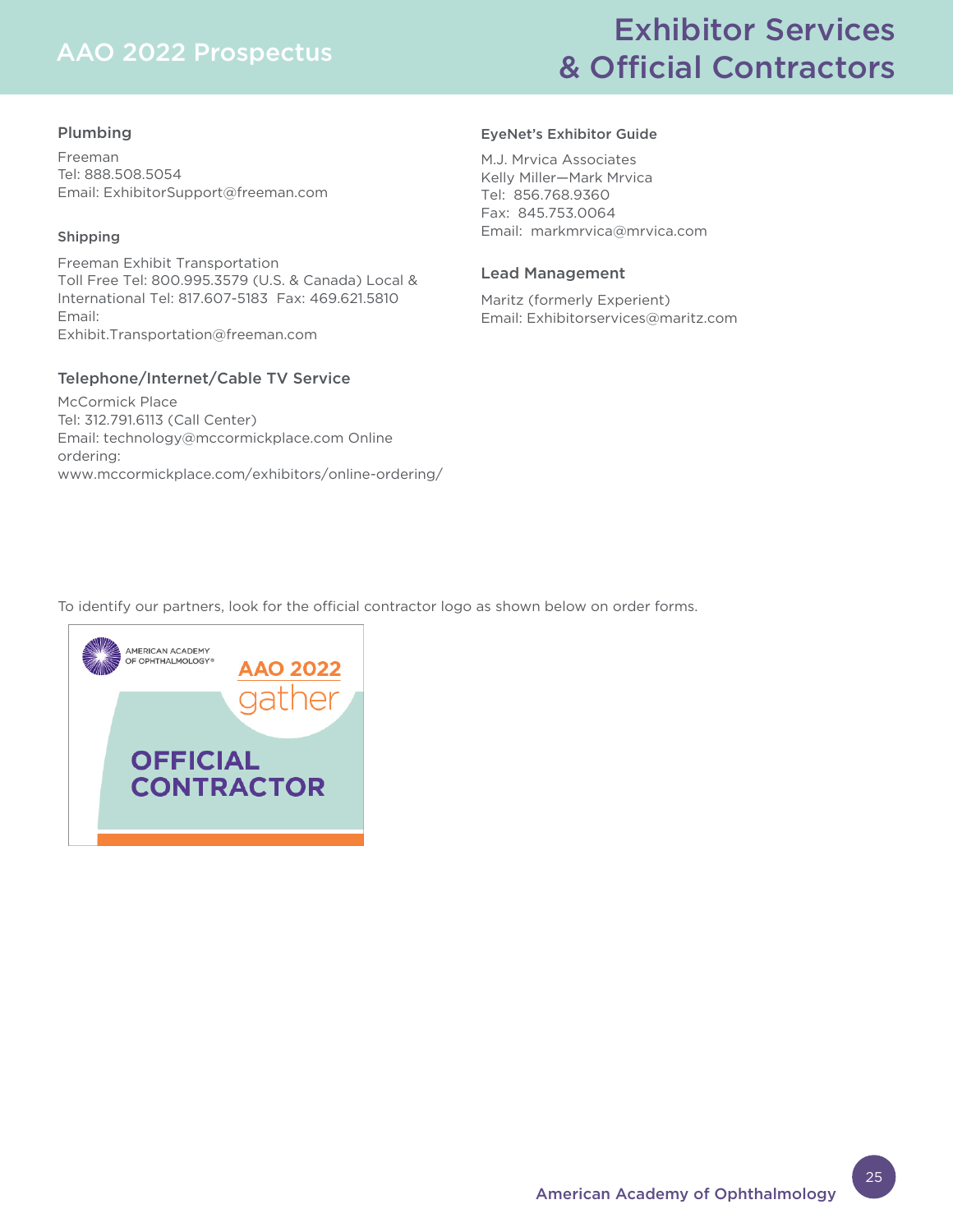### Plumbing

Freeman
Tel: 888.508.5054
Email: ExhibitorSupport@freeman.com

### Shipping

Freeman Exhibit Transportation
Toll Free Tel: 800.995.3579 (U.S. & Canada) Local & International Tel: 817.607-5183 Fax: 469.621.5810
Email:
Exhibit.Transportation@freeman.com

### Telephone/Internet/Cable TV Service

McCormick Place
Tel: 312.791.6113 (Call Center)
Email: technology@mccormickplace.com Online ordering:
www.mccormickplace.com/exhibitors/online-ordering/

### EyeNet's Exhibitor Guide

M.J. Mrvica Associates
Kelly Miller—Mark Mrvica
Tel: 856.768.9360
Fax: 845.753.0064
Email: markmrvica@mrvica.com

### Lead Management

Maritz (formerly Experient)
Email: Exhibitorservices@maritz.com

To identify our partners, look for the official contractor logo as shown below on order forms.

AMERICAN ACADEMY OF OPHTHALMOLOGY®
AAO 2022
gather
OFFICIAL CONTRACTOR